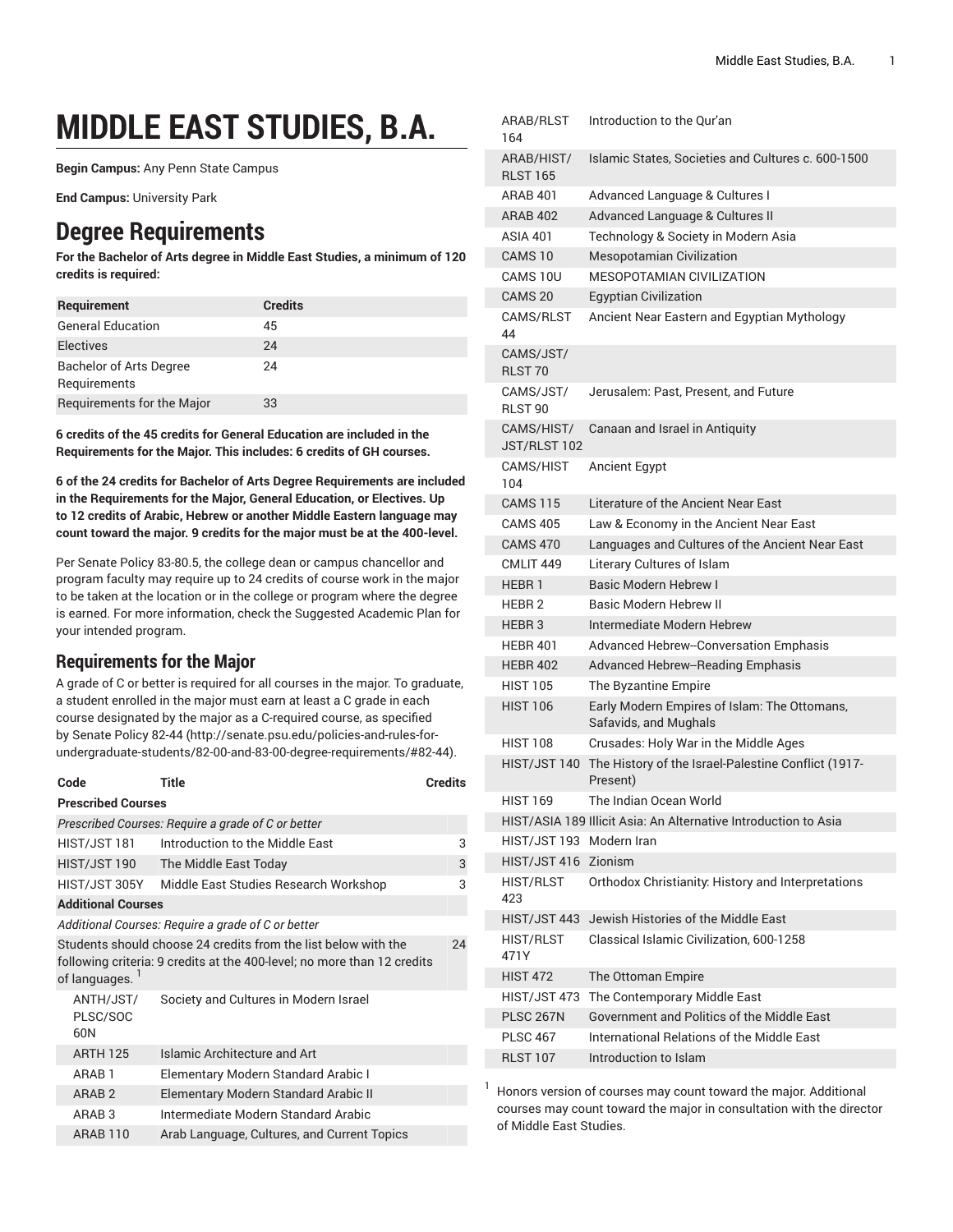# MIDDLE EAST STUDIES, B.A.

**Begin Campus:** Any Penn State Campus

**End Campus:** University Park

## Degree Requirements

**For the Bachelor of Arts degree in Middle East Studies, a minimum of 120 credits is required:**

| Requirement | Credits |
| --- | --- |
| General Education | 45 |
| Electives | 24 |
| Bachelor of Arts Degree Requirements | 24 |
| Requirements for the Major | 33 |

**6 credits of the 45 credits for General Education are included in the Requirements for the Major. This includes: 6 credits of GH courses.**

**6 of the 24 credits for Bachelor of Arts Degree Requirements are included in the Requirements for the Major, General Education, or Electives. Up to 12 credits of Arabic, Hebrew or another Middle Eastern language may count toward the major. 9 credits for the major must be at the 400-level.**

Per Senate Policy 83-80.5, the college dean or campus chancellor and program faculty may require up to 24 credits of course work in the major to be taken at the location or in the college or program where the degree is earned. For more information, check the Suggested Academic Plan for your intended program.

### Requirements for the Major

A grade of C or better is required for all courses in the major. To graduate, a student enrolled in the major must earn at least a C grade in each course designated by the major as a C-required course, as specified by Senate Policy 82-44 (http://senate.psu.edu/policies-and-rules-for-undergraduate-students/82-00-and-83-00-degree-requirements/#82-44).

| Code | Title | Credits |
| --- | --- | --- |
| **Prescribed Courses** | | |
| *Prescribed Courses: Require a grade of C or better* | | |
| HIST/JST 181 | Introduction to the Middle East | 3 |
| HIST/JST 190 | The Middle East Today | 3 |
| HIST/JST 305Y | Middle East Studies Research Workshop | 3 |
| **Additional Courses** | | |
| *Additional Courses: Require a grade of C or better* | | |
| Students should choose 24 credits from the list below with the following criteria: 9 credits at the 400-level; no more than 12 credits of languages. [1] | | 24 |
| ANTH/JST/PLSC/SOC 60N | Society and Cultures in Modern Israel | |
| ARTH 125 | Islamic Architecture and Art | |
| ARAB 1 | Elementary Modern Standard Arabic I | |
| ARAB 2 | Elementary Modern Standard Arabic II | |
| ARAB 3 | Intermediate Modern Standard Arabic | |
| ARAB 110 | Arab Language, Cultures, and Current Topics | |
| ARAB/RLST 164 | Introduction to the Qur'an | |
| ARAB/HIST/RLST 165 | Islamic States, Societies and Cultures c. 600-1500 | |
| ARAB 401 | Advanced Language & Cultures I | |
| ARAB 402 | Advanced Language & Cultures II | |
| ASIA 401 | Technology & Society in Modern Asia | |
| CAMS 10 | Mesopotamian Civilization | |
| CAMS 10U | MESOPOTAMIAN CIVILIZATION | |
| CAMS 20 | Egyptian Civilization | |
| CAMS/RLST 44 | Ancient Near Eastern and Egyptian Mythology | |
| CAMS/JST/RLST 70 | | |
| CAMS/JST/RLST 90 | Jerusalem: Past, Present, and Future | |
| CAMS/HIST/JST/RLST 102 | Canaan and Israel in Antiquity | |
| CAMS/HIST 104 | Ancient Egypt | |
| CAMS 115 | Literature of the Ancient Near East | |
| CAMS 405 | Law & Economy in the Ancient Near East | |
| CAMS 470 | Languages and Cultures of the Ancient Near East | |
| CMLIT 449 | Literary Cultures of Islam | |
| HEBR 1 | Basic Modern Hebrew I | |
| HEBR 2 | Basic Modern Hebrew II | |
| HEBR 3 | Intermediate Modern Hebrew | |
| HEBR 401 | Advanced Hebrew--Conversation Emphasis | |
| HEBR 402 | Advanced Hebrew--Reading Emphasis | |
| HIST 105 | The Byzantine Empire | |
| HIST 106 | Early Modern Empires of Islam: The Ottomans, Safavids, and Mughals | |
| HIST 108 | Crusades: Holy War in the Middle Ages | |
| HIST/JST 140 | The History of the Israel-Palestine Conflict (1917-Present) | |
| HIST 169 | The Indian Ocean World | |
| HIST/ASIA 189 | Illicit Asia: An Alternative Introduction to Asia | |
| HIST/JST 193 | Modern Iran | |
| HIST/JST 416 | Zionism | |
| HIST/RLST 423 | Orthodox Christianity: History and Interpretations | |
| HIST/JST 443 | Jewish Histories of the Middle East | |
| HIST/RLST 471Y | Classical Islamic Civilization, 600-1258 | |
| HIST 472 | The Ottoman Empire | |
| HIST/JST 473 | The Contemporary Middle East | |
| PLSC 267N | Government and Politics of the Middle East | |
| PLSC 467 | International Relations of the Middle East | |
| RLST 107 | Introduction to Islam | |

[1] Honors version of courses may count toward the major. Additional courses may count toward the major in consultation with the director of Middle East Studies.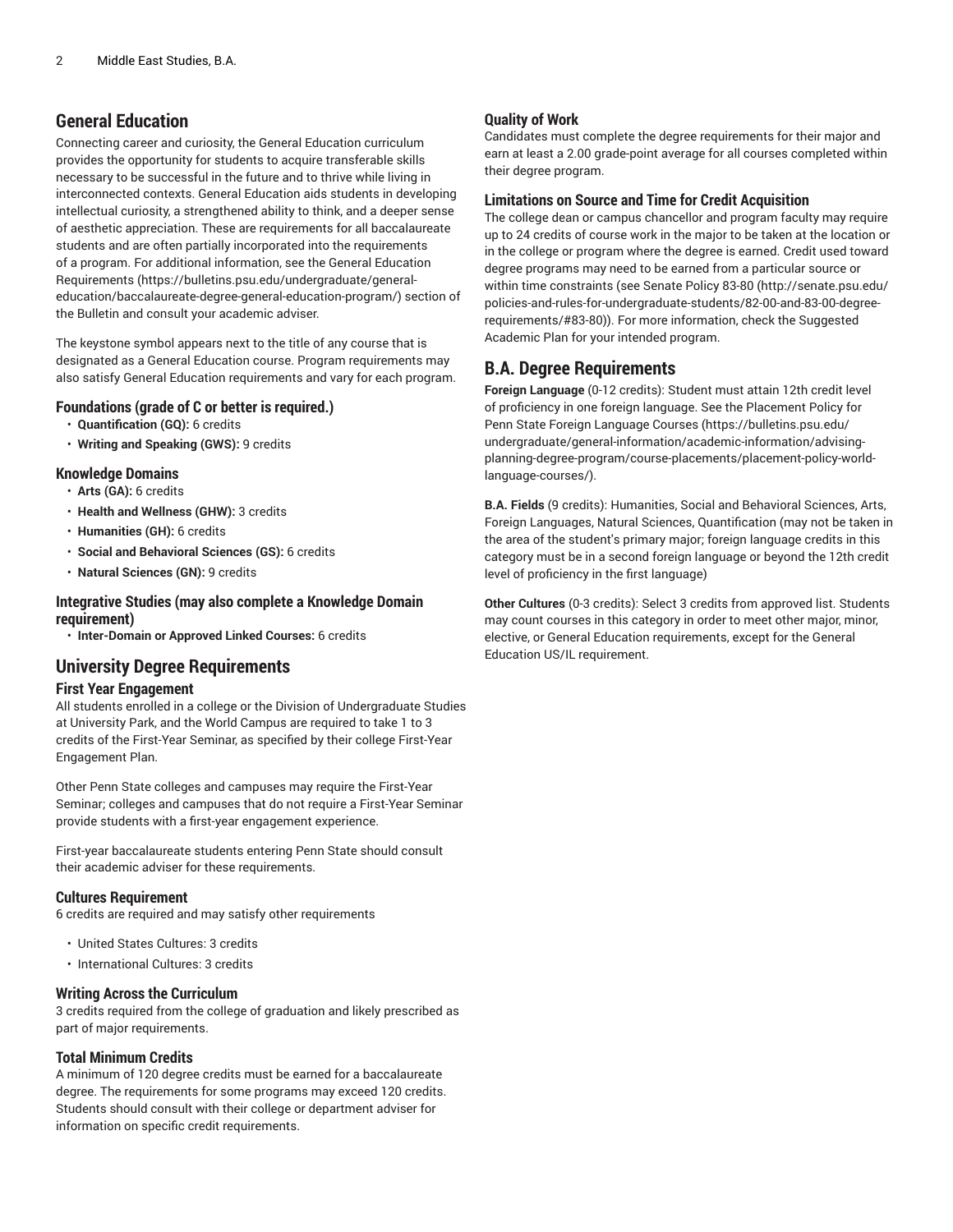## General Education

Connecting career and curiosity, the General Education curriculum provides the opportunity for students to acquire transferable skills necessary to be successful in the future and to thrive while living in interconnected contexts. General Education aids students in developing intellectual curiosity, a strengthened ability to think, and a deeper sense of aesthetic appreciation. These are requirements for all baccalaureate students and are often partially incorporated into the requirements of a program. For additional information, see the General Education Requirements (https://bulletins.psu.edu/undergraduate/general-education/baccalaureate-degree-general-education-program/) section of the Bulletin and consult your academic adviser.

The keystone symbol appears next to the title of any course that is designated as a General Education course. Program requirements may also satisfy General Education requirements and vary for each program.

### Foundations (grade of C or better is required.)

- **Quantification (GQ):** 6 credits
- **Writing and Speaking (GWS):** 9 credits

### Knowledge Domains

- **Arts (GA):** 6 credits
- **Health and Wellness (GHW):** 3 credits
- **Humanities (GH):** 6 credits
- **Social and Behavioral Sciences (GS):** 6 credits
- **Natural Sciences (GN):** 9 credits

### Integrative Studies (may also complete a Knowledge Domain requirement)

- **Inter-Domain or Approved Linked Courses:** 6 credits

## University Degree Requirements

### First Year Engagement

All students enrolled in a college or the Division of Undergraduate Studies at University Park, and the World Campus are required to take 1 to 3 credits of the First-Year Seminar, as specified by their college First-Year Engagement Plan.

Other Penn State colleges and campuses may require the First-Year Seminar; colleges and campuses that do not require a First-Year Seminar provide students with a first-year engagement experience.

First-year baccalaureate students entering Penn State should consult their academic adviser for these requirements.

### Cultures Requirement

6 credits are required and may satisfy other requirements

- United States Cultures: 3 credits
- International Cultures: 3 credits

### Writing Across the Curriculum

3 credits required from the college of graduation and likely prescribed as part of major requirements.

### Total Minimum Credits

A minimum of 120 degree credits must be earned for a baccalaureate degree. The requirements for some programs may exceed 120 credits. Students should consult with their college or department adviser for information on specific credit requirements.

### Quality of Work

Candidates must complete the degree requirements for their major and earn at least a 2.00 grade-point average for all courses completed within their degree program.

### Limitations on Source and Time for Credit Acquisition

The college dean or campus chancellor and program faculty may require up to 24 credits of course work in the major to be taken at the location or in the college or program where the degree is earned. Credit used toward degree programs may need to be earned from a particular source or within time constraints (see Senate Policy 83-80 (http://senate.psu.edu/policies-and-rules-for-undergraduate-students/82-00-and-83-00-degree-requirements/#83-80)). For more information, check the Suggested Academic Plan for your intended program.

## B.A. Degree Requirements

**Foreign Language** (0-12 credits): Student must attain 12th credit level of proficiency in one foreign language. See the Placement Policy for Penn State Foreign Language Courses (https://bulletins.psu.edu/undergraduate/general-information/academic-information/advising-planning-degree-program/course-placements/placement-policy-world-language-courses/).

**B.A. Fields** (9 credits): Humanities, Social and Behavioral Sciences, Arts, Foreign Languages, Natural Sciences, Quantification (may not be taken in the area of the student's primary major; foreign language credits in this category must be in a second foreign language or beyond the 12th credit level of proficiency in the first language)

**Other Cultures** (0-3 credits): Select 3 credits from approved list. Students may count courses in this category in order to meet other major, minor, elective, or General Education requirements, except for the General Education US/IL requirement.